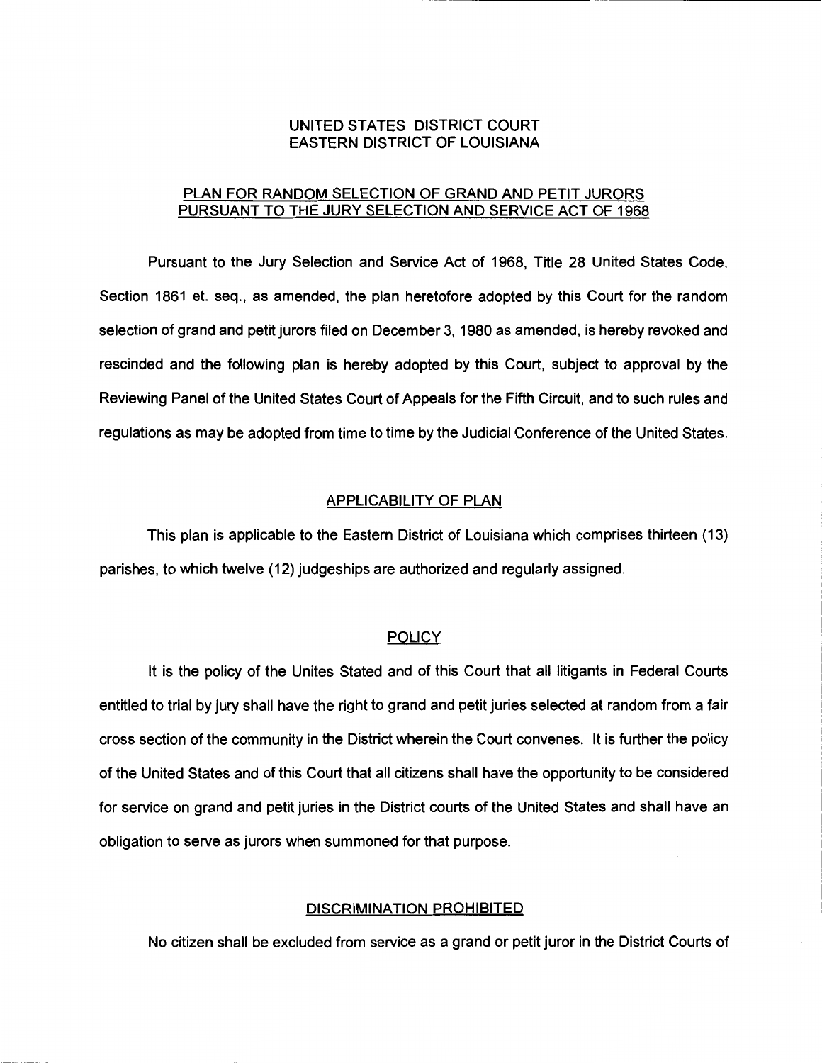# UNITED STATES DISTRICT COURT
# EASTERN DISTRICT OF LOUISIANA

## PLAN FOR RANDOM SELECTION OF GRAND AND PETIT JURORS PURSUANT TO THE JURY SELECTION AND SERVICE ACT OF 1968

Pursuant to the Jury Selection and Service Act of 1968, Title 28 United States Code, Section 1861 et. seq., as amended, the plan heretofore adopted by this Court for the random selection of grand and petit jurors filed on December 3, 1980 as amended, is hereby revoked and rescinded and the following plan is hereby adopted by this Court, subject to approval by the Reviewing Panel of the United States Court of Appeals for the Fifth Circuit, and to such rules and regulations as may be adopted from time to time by the Judicial Conference of the United States.

## APPLICABILITY OF PLAN

This plan is applicable to the Eastern District of Louisiana which comprises thirteen (13) parishes, to which twelve (12) judgeships are authorized and regularly assigned.

## POLICY

It is the policy of the Unites Stated and of this Court that all litigants in Federal Courts entitled to trial by jury shall have the right to grand and petit juries selected at random from a fair cross section of the community in the District wherein the Court convenes. It is further the policy of the United States and of this Court that all citizens shall have the opportunity to be considered for service on grand and petit juries in the District courts of the United States and shall have an obligation to serve as jurors when summoned for that purpose.

## DISCRIMINATION PROHIBITED

No citizen shall be excluded from service as a grand or petit juror in the District Courts of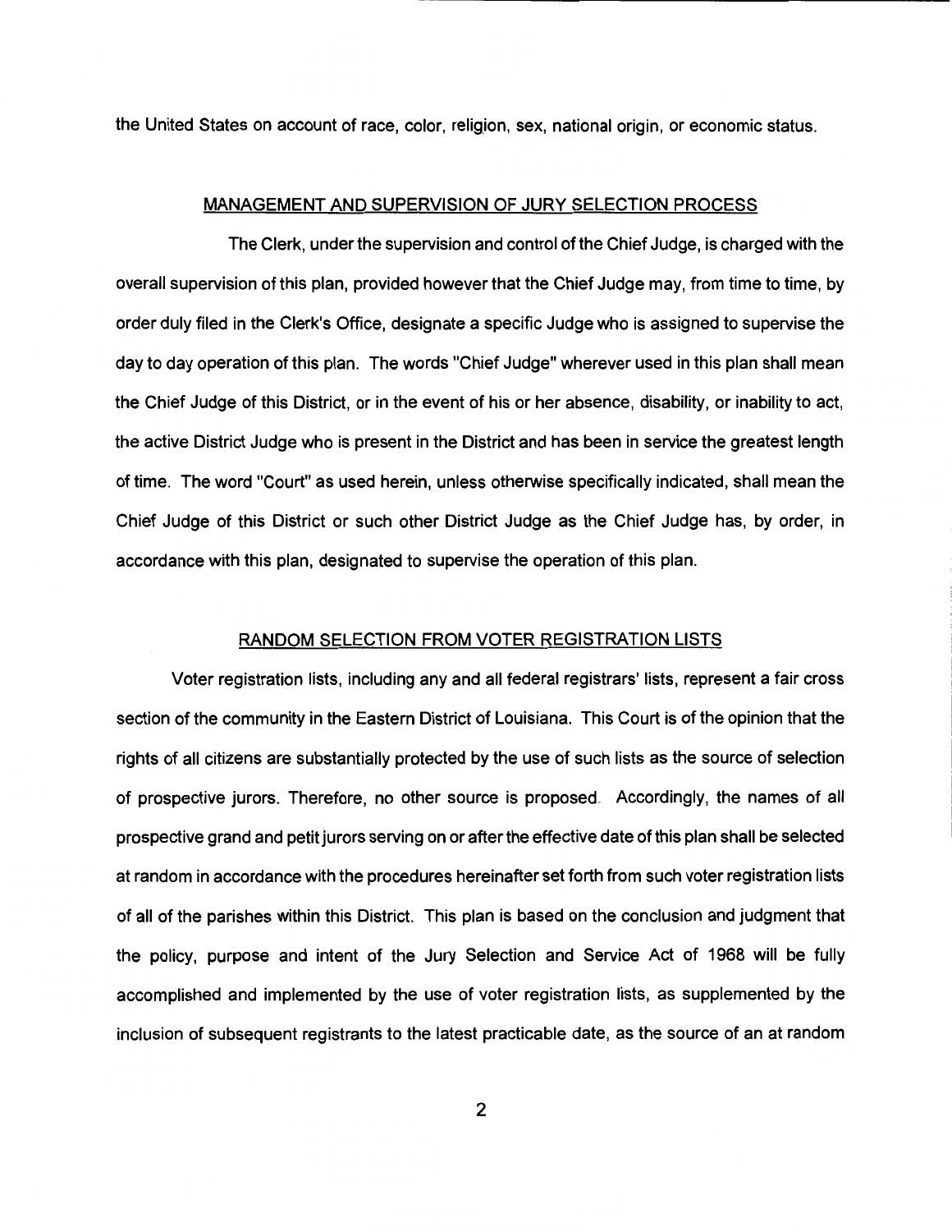the United States on account of race, color, religion, sex, national origin, or economic status.

## MANAGEMENT AND SUPERVISION OF JURY SELECTION PROCESS

The Clerk, under the supervision and control of the Chief Judge, is charged with the overall supervision of this plan, provided however that the Chief Judge may, from time to time, by order duly filed in the Clerk's Office, designate a specific Judge who is assigned to supervise the day to day operation of this plan. The words "Chief Judge" wherever used in this plan shall mean the Chief Judge of this District, or in the event of his or her absence, disability, or inability to act, the active District Judge who is present in the District and has been in service the greatest length of time. The word "Court" as used herein, unless otherwise specifically indicated, shall mean the Chief Judge of this District or such other District Judge as the Chief Judge has, by order, in accordance with this plan, designated to supervise the operation of this plan.

## RANDOM SELECTION FROM VOTER REGISTRATION LISTS

Voter registration lists, including any and all federal registrars' lists, represent a fair cross section of the community in the Eastern District of Louisiana. This Court is of the opinion that the rights of all citizens are substantially protected by the use of such lists as the source of selection of prospective jurors. Therefore, no other source is proposed. Accordingly, the names of all prospective grand and petit jurors serving on or after the effective date of this plan shall be selected at random in accordance with the procedures hereinafter set forth from such voter registration lists of all of the parishes within this District. This plan is based on the conclusion and judgment that the policy, purpose and intent of the Jury Selection and Service Act of 1968 will be fully accomplished and implemented by the use of voter registration lists, as supplemented by the inclusion of subsequent registrants to the latest practicable date, as the source of an at random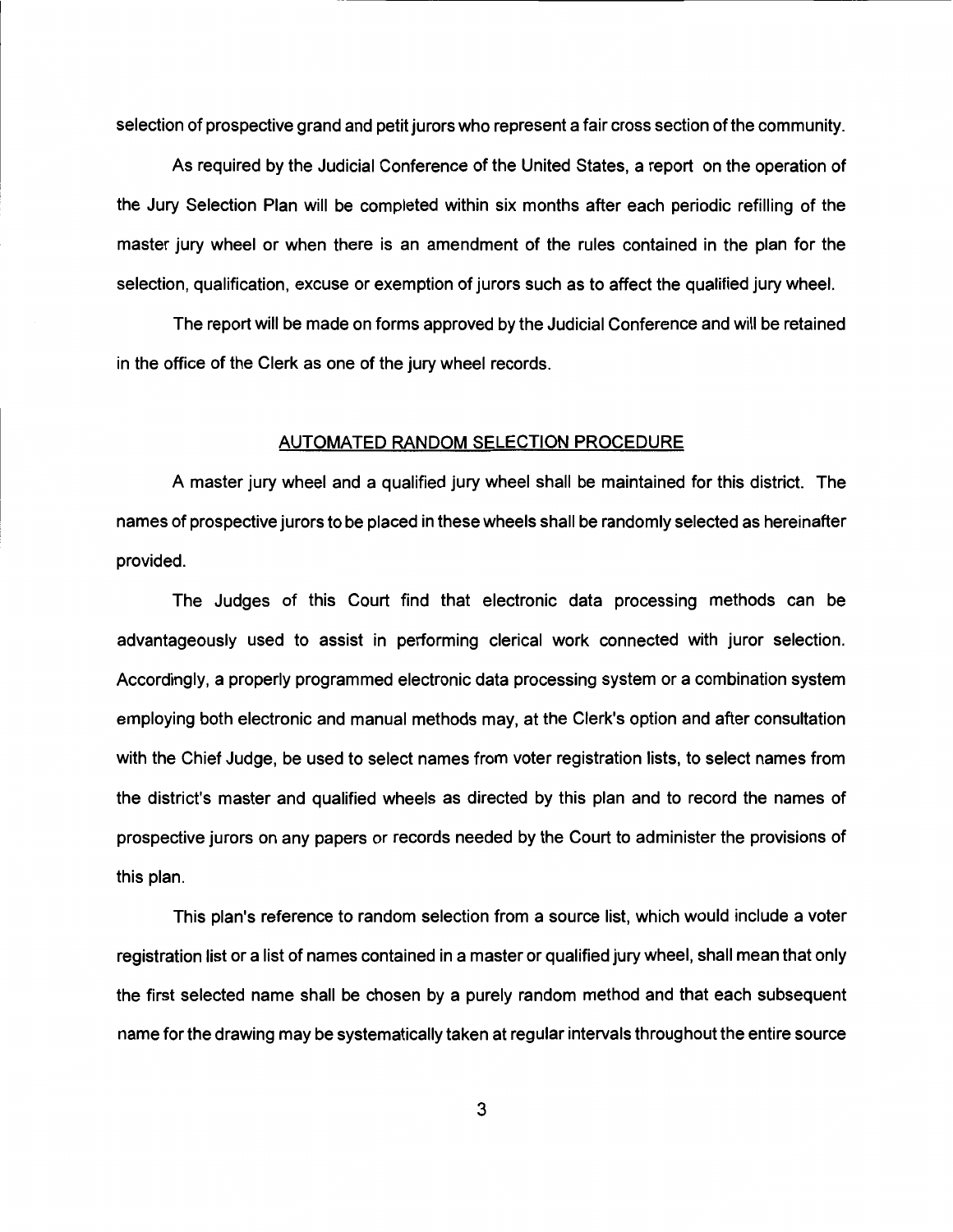selection of prospective grand and petit jurors who represent a fair cross section of the community.

As required by the Judicial Conference of the United States, a report on the operation of the Jury Selection Plan will be completed within six months after each periodic refilling of the master jury wheel or when there is an amendment of the rules contained in the plan for the selection, qualification, excuse or exemption of jurors such as to affect the qualified jury wheel.

The report will be made on forms approved by the Judicial Conference and will be retained in the office of the Clerk as one of the jury wheel records.

## AUTOMATED RANDOM SELECTION PROCEDURE

A master jury wheel and a qualified jury wheel shall be maintained for this district. The names of prospective jurors to be placed in these wheels shall be randomly selected as hereinafter provided.

The Judges of this Court find that electronic data processing methods can be advantageously used to assist in performing clerical work connected with juror selection. Accordingly, a properly programmed electronic data processing system or a combination system employing both electronic and manual methods may, at the Clerk's option and after consultation with the Chief Judge, be used to select names from voter registration lists, to select names from the district's master and qualified wheels as directed by this plan and to record the names of prospective jurors on any papers or records needed by the Court to administer the provisions of this plan.

This plan's reference to random selection from a source list, which would include a voter registration list or a list of names contained in a master or qualified jury wheel, shall mean that only the first selected name shall be chosen by a purely random method and that each subsequent name for the drawing may be systematically taken at regular intervals throughout the entire source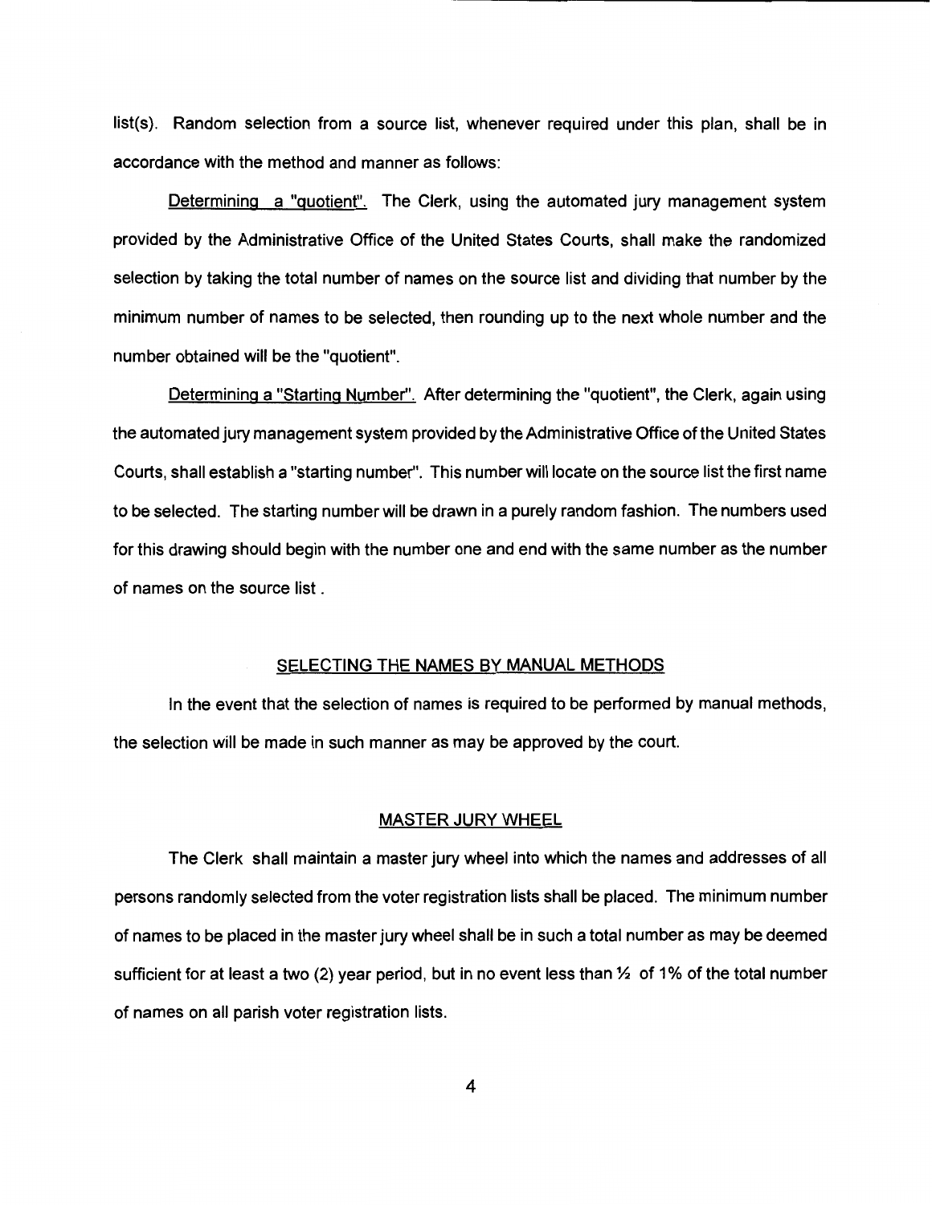list(s). Random selection from a source list, whenever required under this plan, shall be in accordance with the method and manner as follows:

Determining a "quotient". The Clerk, using the automated jury management system provided by the Administrative Office of the United States Courts, shall make the randomized selection by taking the total number of names on the source list and dividing that number by the minimum number of names to be selected, then rounding up to the next whole number and the number obtained will be the "quotient".

Determining a "Starting Number". After determining the "quotient", the Clerk, again using the automated jury management system provided by the Administrative Office of the United States Courts, shall establish a "starting number". This number will locate on the source list the first name to be selected. The starting number will be drawn in a purely random fashion. The numbers used for this drawing should begin with the number one and end with the same number as the number of names on the source list .

## SELECTING THE NAMES BY MANUAL METHODS

In the event that the selection of names is required to be performed by manual methods, the selection will be made in such manner as may be approved by the court.

## MASTER JURY WHEEL

The Clerk shall maintain a master jury wheel into which the names and addresses of all persons randomly selected from the voter registration lists shall be placed. The minimum number of names to be placed in the master jury wheel shall be in such a total number as may be deemed sufficient for at least a two (2) year period, but in no event less than ½ of 1% of the total number of names on all parish voter registration lists.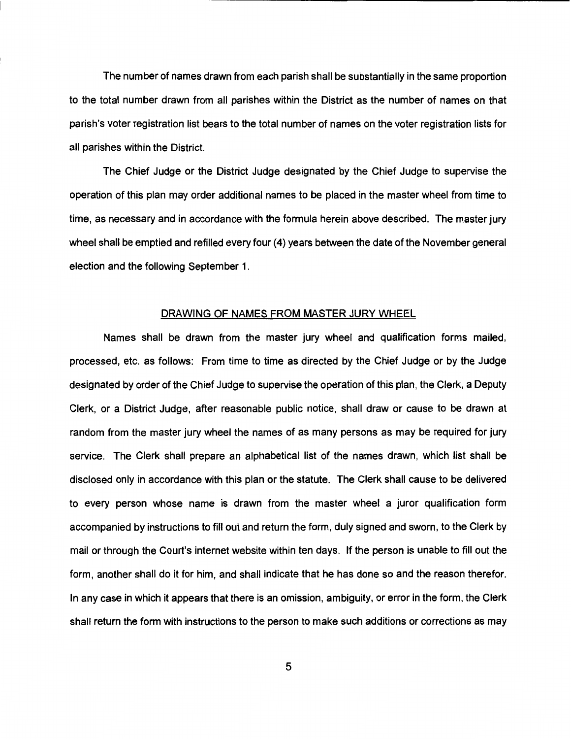The number of names drawn from each parish shall be substantially in the same proportion to the total number drawn from all parishes within the District as the number of names on that parish's voter registration list bears to the total number of names on the voter registration lists for all parishes within the District.

The Chief Judge or the District Judge designated by the Chief Judge to supervise the operation of this plan may order additional names to be placed in the master wheel from time to time, as necessary and in accordance with the formula herein above described. The master jury wheel shall be emptied and refilled every four (4) years between the date of the November general election and the following September 1.

## DRAWING OF NAMES FROM MASTER JURY WHEEL

Names shall be drawn from the master jury wheel and qualification forms mailed, processed, etc. as follows: From time to time as directed by the Chief Judge or by the Judge designated by order of the Chief Judge to supervise the operation of this plan, the Clerk, a Deputy Clerk, or a District Judge, after reasonable public notice, shall draw or cause to be drawn at random from the master jury wheel the names of as many persons as may be required for jury service. The Clerk shall prepare an alphabetical list of the names drawn, which list shall be disclosed only in accordance with this plan or the statute. The Clerk shall cause to be delivered to every person whose name is drawn from the master wheel a juror qualification form accompanied by instructions to fill out and return the form, duly signed and sworn, to the Clerk by mail or through the Court's internet website within ten days. If the person is unable to fill out the form, another shall do it for him, and shall indicate that he has done so and the reason therefor. In any case in which it appears that there is an omission, ambiguity, or error in the form, the Clerk shall return the form with instructions to the person to make such additions or corrections as may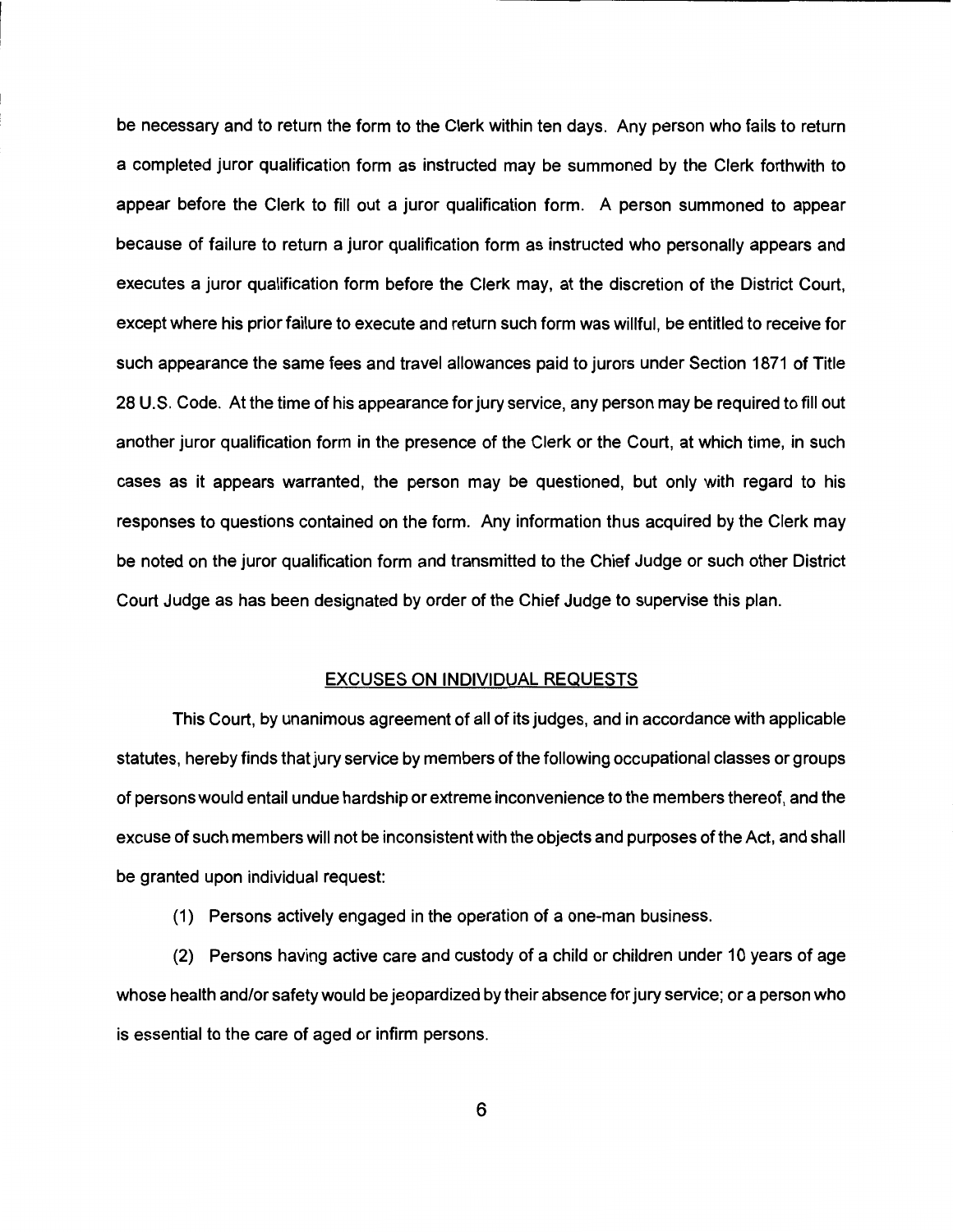be necessary and to return the form to the Clerk within ten days. Any person who fails to return a completed juror qualification form as instructed may be summoned by the Clerk forthwith to appear before the Clerk to fill out a juror qualification form. A person summoned to appear because of failure to return a juror qualification form as instructed who personally appears and executes a juror qualification form before the Clerk may, at the discretion of the District Court, except where his prior failure to execute and return such form was willful, be entitled to receive for such appearance the same fees and travel allowances paid to jurors under Section 1871 of Title 28 U.S. Code. At the time of his appearance for jury service, any person may be required to fill out another juror qualification form in the presence of the Clerk or the Court, at which time, in such cases as it appears warranted, the person may be questioned, but only with regard to his responses to questions contained on the form. Any information thus acquired by the Clerk may be noted on the juror qualification form and transmitted to the Chief Judge or such other District Court Judge as has been designated by order of the Chief Judge to supervise this plan.

## EXCUSES ON INDIVIDUAL REQUESTS

This Court, by unanimous agreement of all of its judges, and in accordance with applicable statutes, hereby finds that jury service by members of the following occupational classes or groups of persons would entail undue hardship or extreme inconvenience to the members thereof, and the excuse of such members will not be inconsistent with the objects and purposes of the Act, and shall be granted upon individual request:

(1) Persons actively engaged in the operation of a one-man business.

(2) Persons having active care and custody of a child or children under 10 years of age whose health and/or safety would be jeopardized by their absence for jury service; or a person who is essential to the care of aged or infirm persons.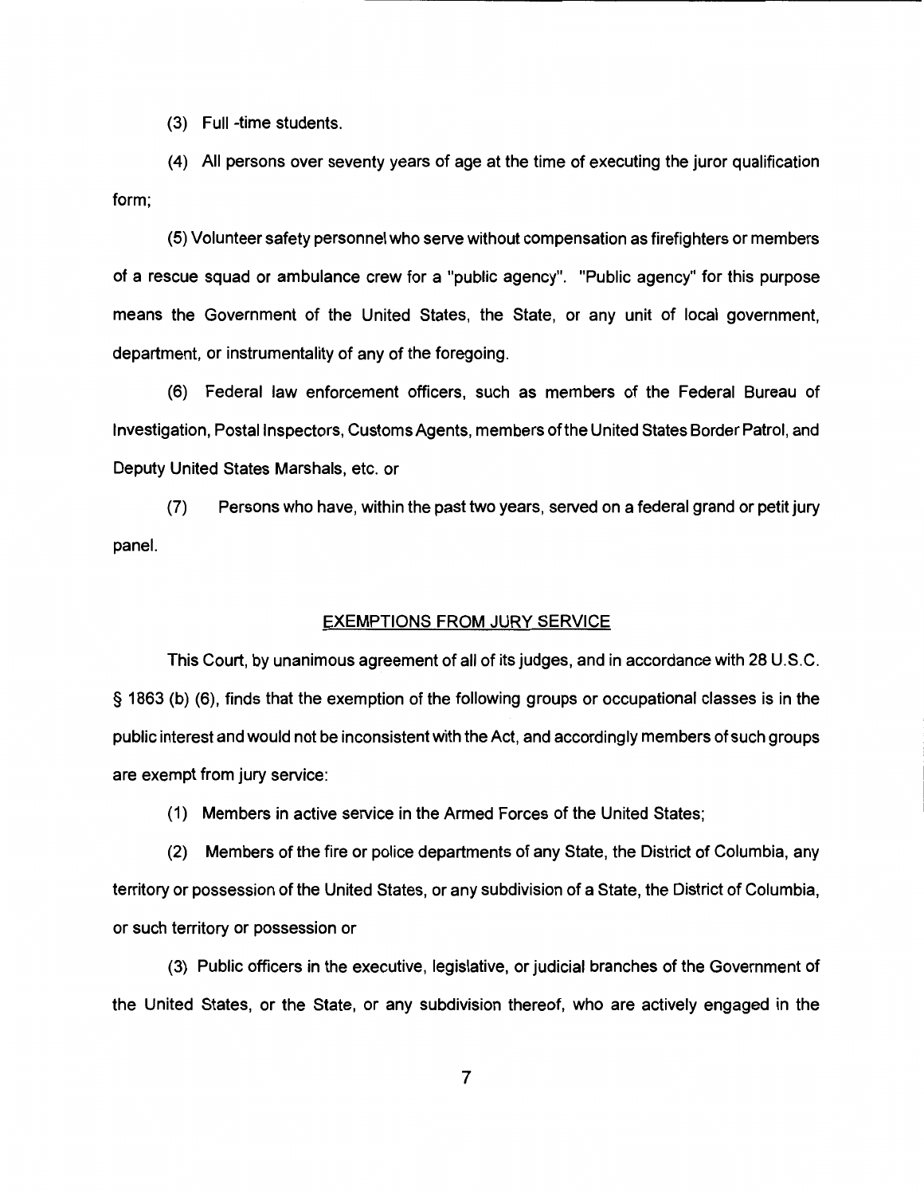(3) Full -time students.

(4) All persons over seventy years of age at the time of executing the juror qualification form;

(5) Volunteer safety personnel who serve without compensation as firefighters or members of a rescue squad or ambulance crew for a "public agency". "Public agency" for this purpose means the Government of the United States, the State, or any unit of local government, department, or instrumentality of any of the foregoing.

(6) Federal law enforcement officers, such as members of the Federal Bureau of Investigation, Postal Inspectors, Customs Agents, members of the United States Border Patrol, and Deputy United States Marshals, etc. or

(7) Persons who have, within the past two years, served on a federal grand or petit jury panel.

## EXEMPTIONS FROM JURY SERVICE

This Court, by unanimous agreement of all of its judges, and in accordance with 28 U.S.C. § 1863 (b) (6), finds that the exemption of the following groups or occupational classes is in the public interest and would not be inconsistent with the Act, and accordingly members of such groups are exempt from jury service:

(1) Members in active service in the Armed Forces of the United States;

(2) Members of the fire or police departments of any State, the District of Columbia, any territory or possession of the United States, or any subdivision of a State, the District of Columbia, or such territory or possession or

(3) Public officers in the executive, legislative, or judicial branches of the Government of the United States, or the State, or any subdivision thereof, who are actively engaged in the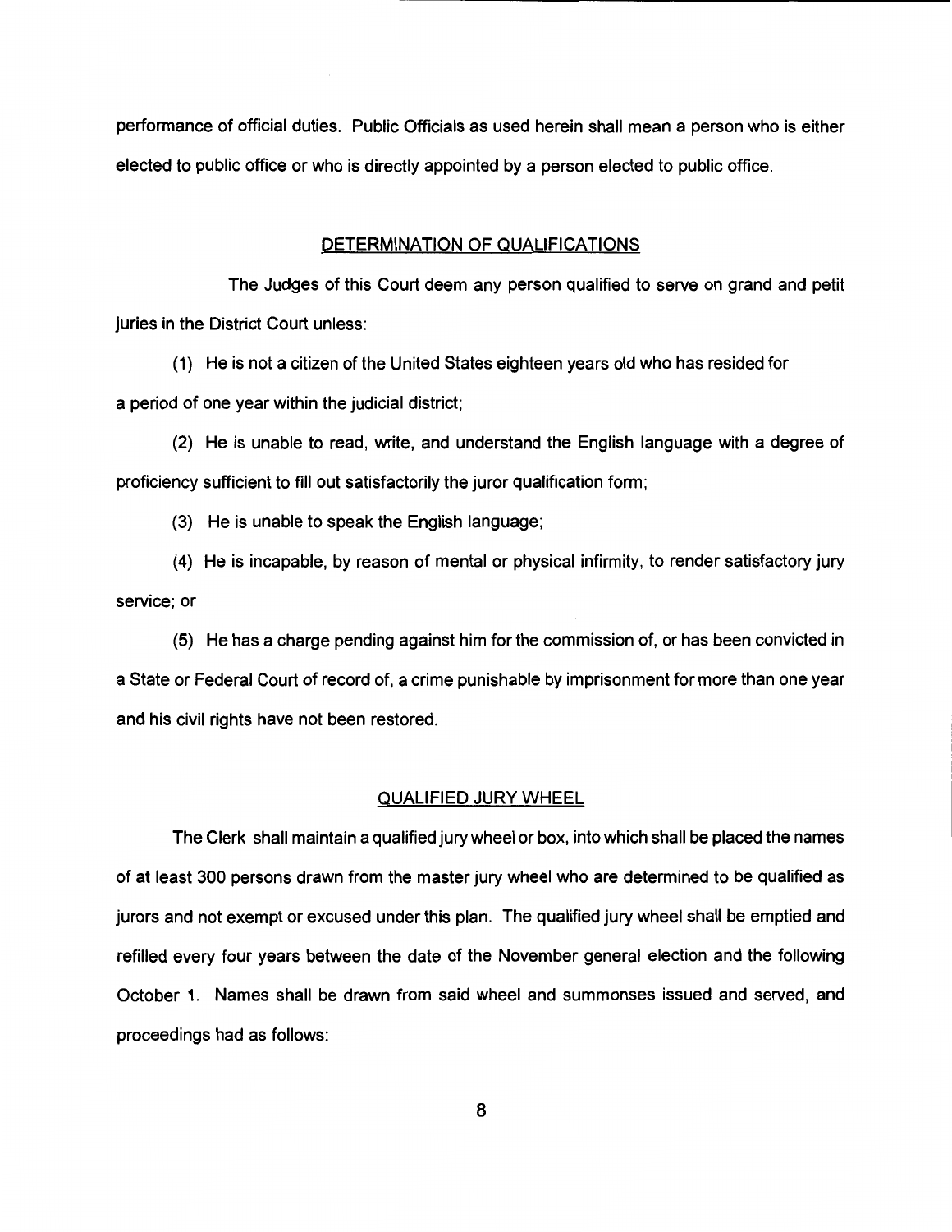performance of official duties. Public Officials as used herein shall mean a person who is either elected to public office or who is directly appointed by a person elected to public office.

## DETERMINATION OF QUALIFICATIONS

The Judges of this Court deem any person qualified to serve on grand and petit juries in the District Court unless:

(1) He is not a citizen of the United States eighteen years old who has resided for a period of one year within the judicial district;

(2) He is unable to read, write, and understand the English language with a degree of proficiency sufficient to fill out satisfactorily the juror qualification form;

(3) He is unable to speak the English language;

(4) He is incapable, by reason of mental or physical infirmity, to render satisfactory jury service; or

(5) He has a charge pending against him for the commission of, or has been convicted in a State or Federal Court of record of, a crime punishable by imprisonment for more than one year and his civil rights have not been restored.

## QUALIFIED JURY WHEEL

The Clerk shall maintain a qualified jury wheel or box, into which shall be placed the names of at least 300 persons drawn from the master jury wheel who are determined to be qualified as jurors and not exempt or excused under this plan. The qualified jury wheel shall be emptied and refilled every four years between the date of the November general election and the following October 1. Names shall be drawn from said wheel and summonses issued and served, and proceedings had as follows: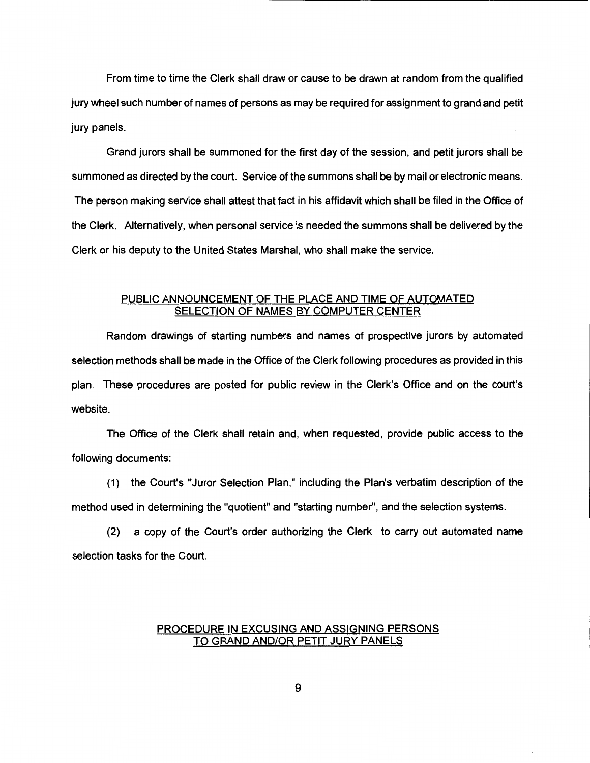From time to time the Clerk shall draw or cause to be drawn at random from the qualified jury wheel such number of names of persons as may be required for assignment to grand and petit jury panels.

Grand jurors shall be summoned for the first day of the session, and petit jurors shall be summoned as directed by the court. Service of the summons shall be by mail or electronic means. The person making service shall attest that fact in his affidavit which shall be filed in the Office of the Clerk. Alternatively, when personal service is needed the summons shall be delivered by the Clerk or his deputy to the United States Marshal, who shall make the service.

## PUBLIC ANNOUNCEMENT OF THE PLACE AND TIME OF AUTOMATED SELECTION OF NAMES BY COMPUTER CENTER

Random drawings of starting numbers and names of prospective jurors by automated selection methods shall be made in the Office of the Clerk following procedures as provided in this plan. These procedures are posted for public review in the Clerk's Office and on the court's website.

The Office of the Clerk shall retain and, when requested, provide public access to the following documents:

(1) the Court's "Juror Selection Plan," including the Plan's verbatim description of the method used in determining the "quotient" and "starting number", and the selection systems.

(2) a copy of the Court's order authorizing the Clerk to carry out automated name selection tasks for the Court.

## PROCEDURE IN EXCUSING AND ASSIGNING PERSONS TO GRAND AND/OR PETIT JURY PANELS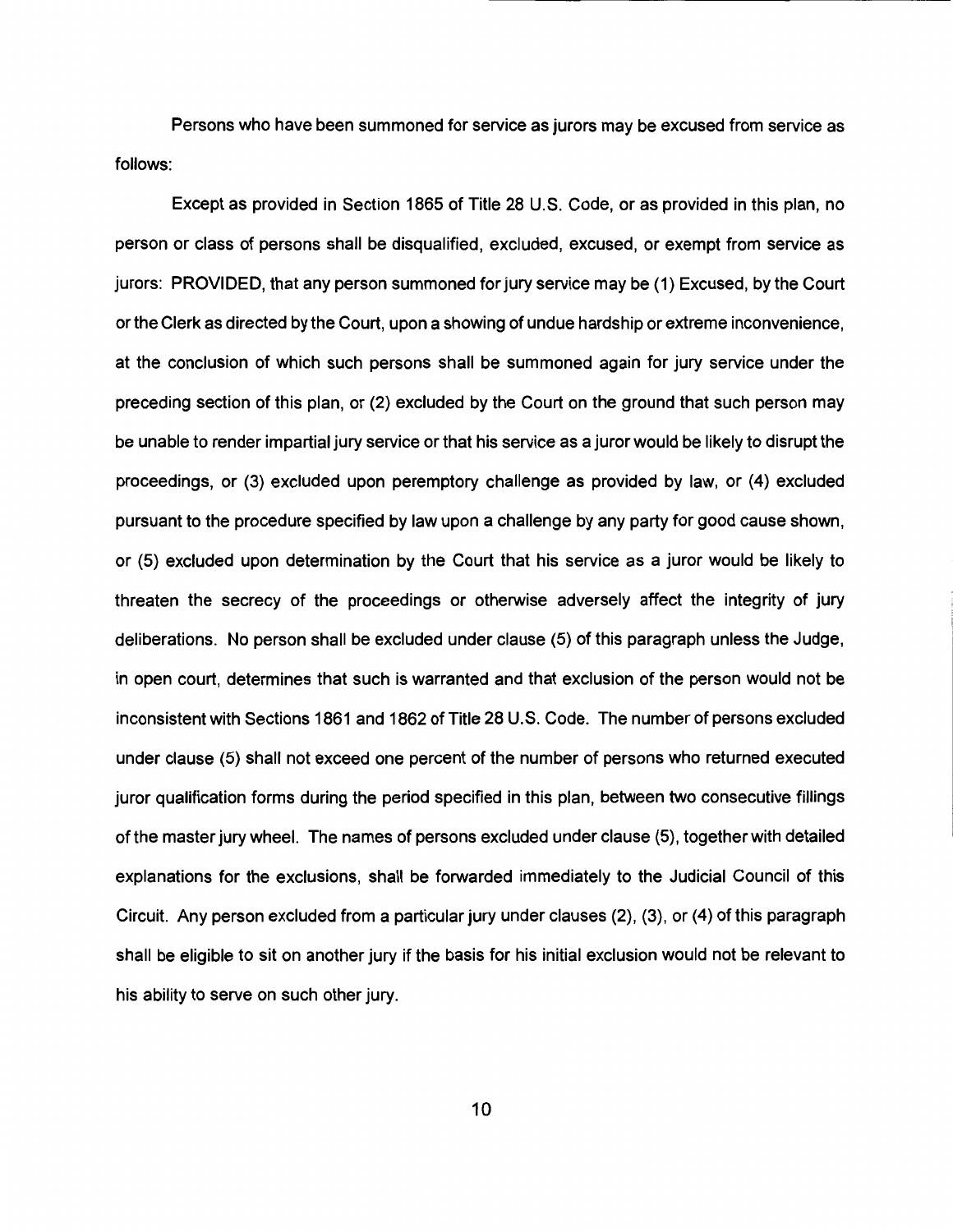Persons who have been summoned for service as jurors may be excused from service as follows:

Except as provided in Section 1865 of Title 28 U.S. Code, or as provided in this plan, no person or class of persons shall be disqualified, excluded, excused, or exempt from service as jurors: PROVIDED, that any person summoned for jury service may be (1) Excused, by the Court or the Clerk as directed by the Court, upon a showing of undue hardship or extreme inconvenience, at the conclusion of which such persons shall be summoned again for jury service under the preceding section of this plan, or (2) excluded by the Court on the ground that such person may be unable to render impartial jury service or that his service as a juror would be likely to disrupt the proceedings, or (3) excluded upon peremptory challenge as provided by law, or (4) excluded pursuant to the procedure specified by law upon a challenge by any party for good cause shown, or (5) excluded upon determination by the Court that his service as a juror would be likely to threaten the secrecy of the proceedings or otherwise adversely affect the integrity of jury deliberations. No person shall be excluded under clause (5) of this paragraph unless the Judge, in open court, determines that such is warranted and that exclusion of the person would not be inconsistent with Sections 1861 and 1862 of Title 28 U.S. Code. The number of persons excluded under clause (5) shall not exceed one percent of the number of persons who returned executed juror qualification forms during the period specified in this plan, between two consecutive fillings of the master jury wheel. The names of persons excluded under clause (5), together with detailed explanations for the exclusions, shall be forwarded immediately to the Judicial Council of this Circuit. Any person excluded from a particular jury under clauses (2), (3), or (4) of this paragraph shall be eligible to sit on another jury if the basis for his initial exclusion would not be relevant to his ability to serve on such other jury.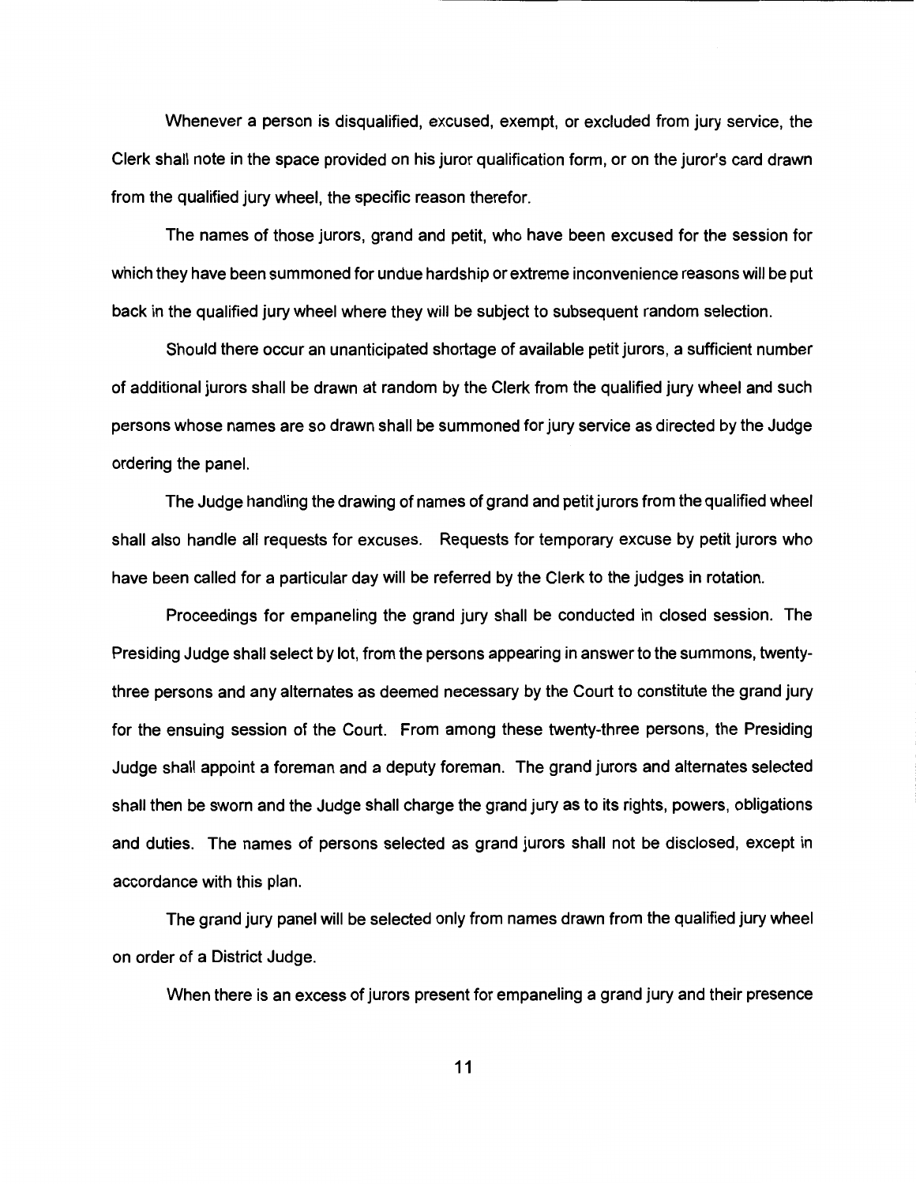Whenever a person is disqualified, excused, exempt, or excluded from jury service, the Clerk shall note in the space provided on his juror qualification form, or on the juror's card drawn from the qualified jury wheel, the specific reason therefor.

The names of those jurors, grand and petit, who have been excused for the session for which they have been summoned for undue hardship or extreme inconvenience reasons will be put back in the qualified jury wheel where they will be subject to subsequent random selection.

Should there occur an unanticipated shortage of available petit jurors, a sufficient number of additional jurors shall be drawn at random by the Clerk from the qualified jury wheel and such persons whose names are so drawn shall be summoned for jury service as directed by the Judge ordering the panel.

The Judge handling the drawing of names of grand and petit jurors from the qualified wheel shall also handle all requests for excuses. Requests for temporary excuse by petit jurors who have been called for a particular day will be referred by the Clerk to the judges in rotation.

Proceedings for empaneling the grand jury shall be conducted in closed session. The Presiding Judge shall select by lot, from the persons appearing in answer to the summons, twenty-three persons and any alternates as deemed necessary by the Court to constitute the grand jury for the ensuing session of the Court. From among these twenty-three persons, the Presiding Judge shall appoint a foreman and a deputy foreman. The grand jurors and alternates selected shall then be sworn and the Judge shall charge the grand jury as to its rights, powers, obligations and duties. The names of persons selected as grand jurors shall not be disclosed, except in accordance with this plan.

The grand jury panel will be selected only from names drawn from the qualified jury wheel on order of a District Judge.

When there is an excess of jurors present for empaneling a grand jury and their presence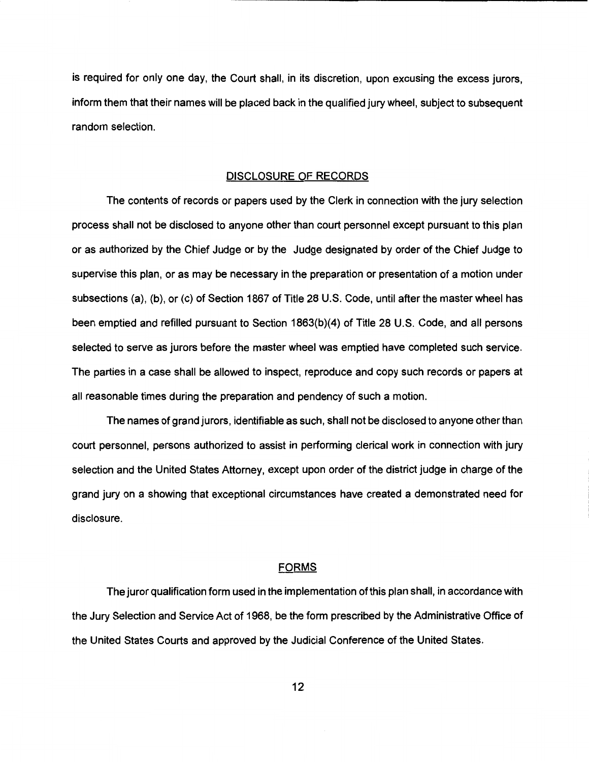is required for only one day, the Court shall, in its discretion, upon excusing the excess jurors, inform them that their names will be placed back in the qualified jury wheel, subject to subsequent random selection.

## DISCLOSURE OF RECORDS

The contents of records or papers used by the Clerk in connection with the jury selection process shall not be disclosed to anyone other than court personnel except pursuant to this plan or as authorized by the Chief Judge or by the Judge designated by order of the Chief Judge to supervise this plan, or as may be necessary in the preparation or presentation of a motion under subsections (a), (b), or (c) of Section 1867 of Title 28 U.S. Code, until after the master wheel has been emptied and refilled pursuant to Section 1863(b)(4) of Title 28 U.S. Code, and all persons selected to serve as jurors before the master wheel was emptied have completed such service. The parties in a case shall be allowed to inspect, reproduce and copy such records or papers at all reasonable times during the preparation and pendency of such a motion.

The names of grand jurors, identifiable as such, shall not be disclosed to anyone other than court personnel, persons authorized to assist in performing clerical work in connection with jury selection and the United States Attorney, except upon order of the district judge in charge of the grand jury on a showing that exceptional circumstances have created a demonstrated need for disclosure.

## FORMS

The juror qualification form used in the implementation of this plan shall, in accordance with the Jury Selection and Service Act of 1968, be the form prescribed by the Administrative Office of the United States Courts and approved by the Judicial Conference of the United States.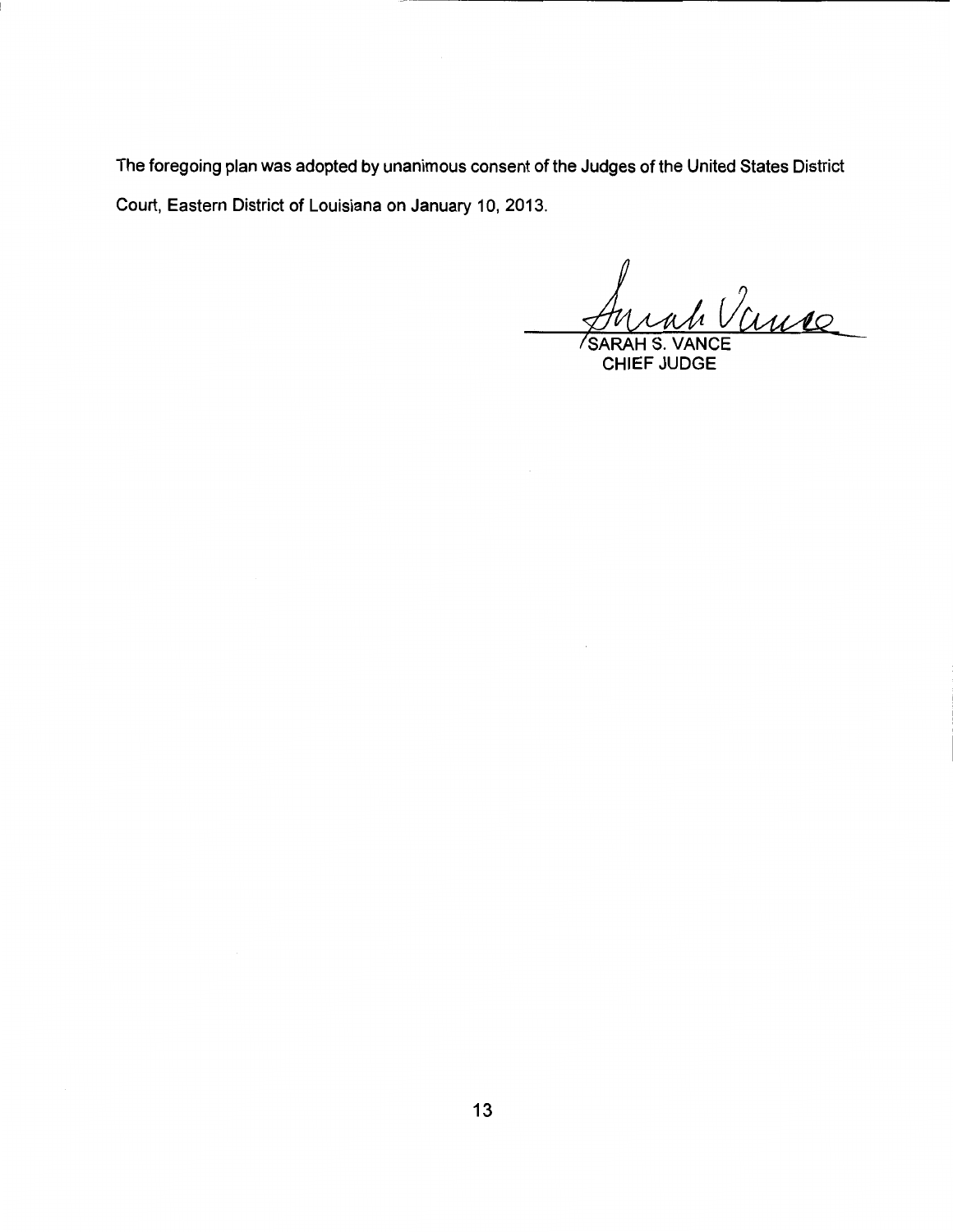The foregoing plan was adopted by unanimous consent of the Judges of the United States District Court, Eastern District of Louisiana on January 10, 2013.

SARAH S. VANCE
CHIEF JUDGE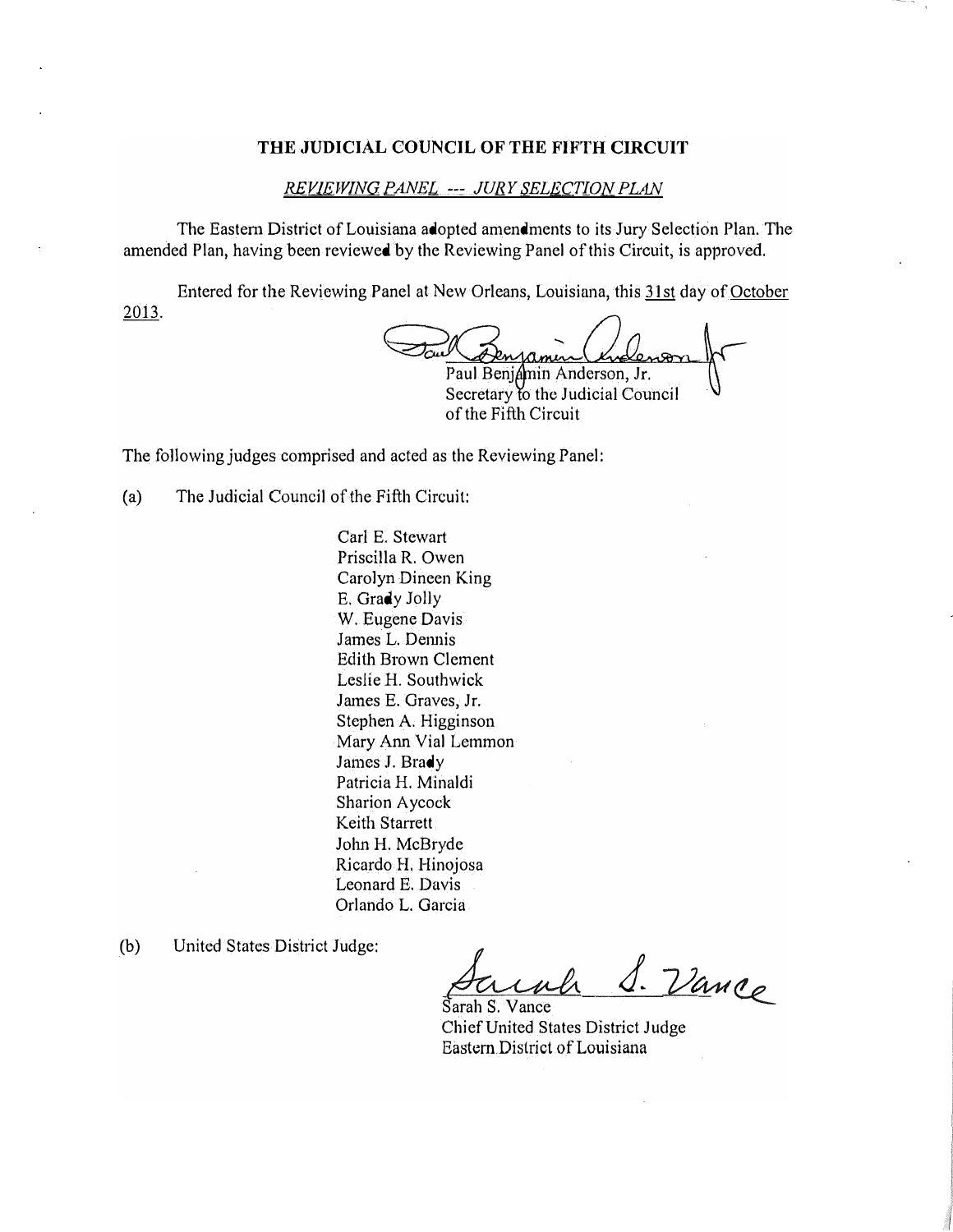**THE JUDICIAL COUNCIL OF THE FIFTH CIRCUIT**

*REVIEWING PANEL --- JURY SELECTION PLAN*

The Eastern District of Louisiana adopted amendments to its Jury Selection Plan. The amended Plan, having been reviewed by the Reviewing Panel of this Circuit, is approved.

Entered for the Reviewing Panel at New Orleans, Louisiana, this 31st day of October 2013.

Paul Benjamin Anderson, Jr.
Secretary to the Judicial Council
of the Fifth Circuit

The following judges comprised and acted as the Reviewing Panel:

(a) The Judicial Council of the Fifth Circuit:

Carl E. Stewart
Priscilla R. Owen
Carolyn Dineen King
E. Grady Jolly
W. Eugene Davis
James L. Dennis
Edith Brown Clement
Leslie H. Southwick
James E. Graves, Jr.
Stephen A. Higginson
Mary Ann Vial Lemmon
James J. Brady
Patricia H. Minaldi
Sharion Aycock
Keith Starrett
John H. McBryde
Ricardo H. Hinojosa
Leonard E. Davis
Orlando L. Garcia

(b) United States District Judge:

Sarah S. Vance
Chief United States District Judge
Eastern District of Louisiana